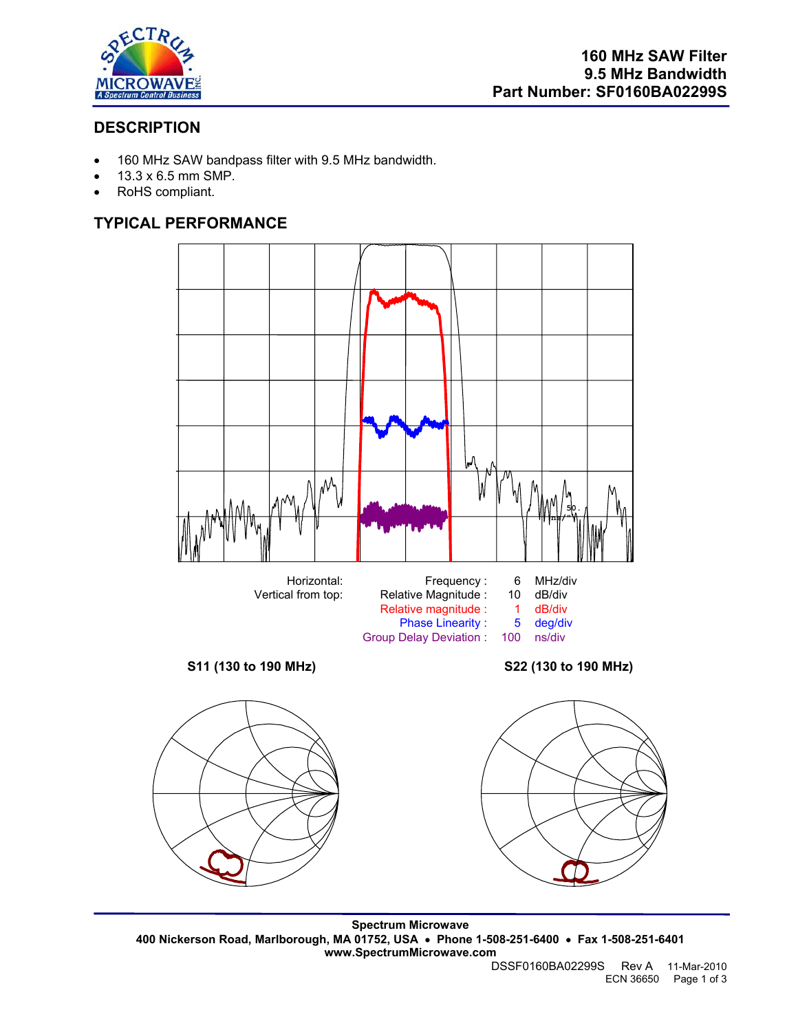# 160 MHz SAW Filter
## 9.5 MHz Bandwidth
## Part Number: SF0160BA02299S

## DESCRIPTION

- 160 MHz SAW bandpass filter with 9.5 MHz bandwidth.
- 13.3 x 6.5 mm SMP.
- RoHS compliant.

## TYPICAL PERFORMANCE

| | | | |
|---|---|---|---|
| Horizontal: | Frequency : | 6 | MHz/div |
| Vertical from top: | Relative Magnitude : | 10 | dB/div |
| | Relative magnitude : | 1 | dB/div |
| | Phase Linearity : | 5 | deg/div |
| | Group Delay Deviation : | 100 | ns/div |

**S11 (130 to 190 MHz)**

**S22 (130 to 190 MHz)**

**Spectrum Microwave**
**400 Nickerson Road, Marlborough, MA 01752, USA • Phone 1-508-251-6400 • Fax 1-508-251-6401**
**www.SpectrumMicrowave.com**

DSSF0160BA02299S Rev A 11-Mar-2010
ECN 36650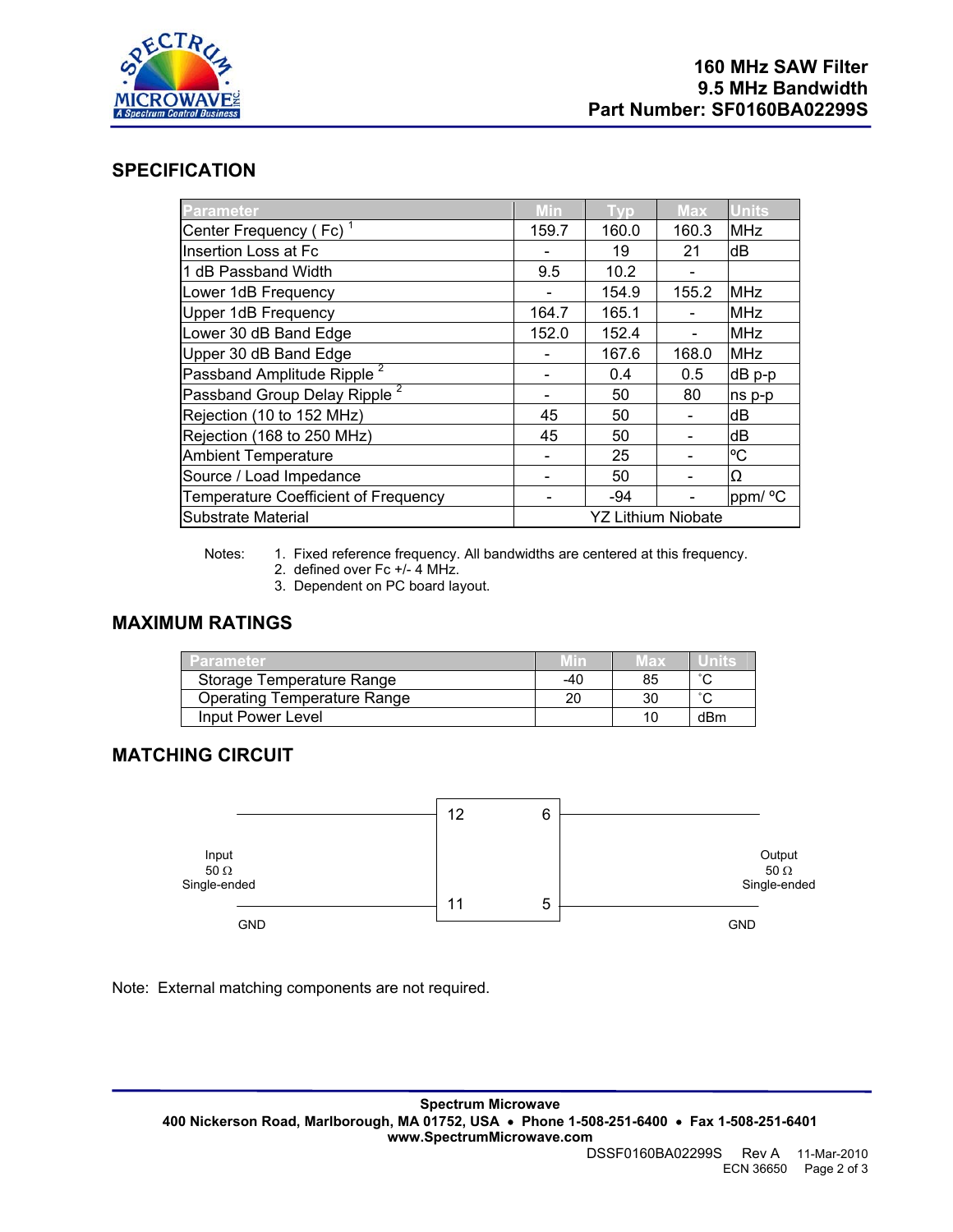# 160 MHz SAW Filter
# 9.5 MHz Bandwidth
# Part Number: SF0160BA02299S

## SPECIFICATION

| Parameter | Min | Typ | Max | Units |
|---|---|---|---|---|
| Center Frequency ( Fc) [1] | 159.7 | 160.0 | 160.3 | MHz |
| Insertion Loss at Fc | - | 19 | 21 | dB |
| 1 dB Passband Width | 9.5 | 10.2 | - | |
| Lower 1dB Frequency | - | 154.9 | 155.2 | MHz |
| Upper 1dB Frequency | 164.7 | 165.1 | - | MHz |
| Lower 30 dB Band Edge | 152.0 | 152.4 | - | MHz |
| Upper 30 dB Band Edge | - | 167.6 | 168.0 | MHz |
| Passband Amplitude Ripple [2] | - | 0.4 | 0.5 | dB p-p |
| Passband Group Delay Ripple [2] | - | 50 | 80 | ns p-p |
| Rejection (10 to 152 MHz) | 45 | 50 | - | dB |
| Rejection (168 to 250 MHz) | 45 | 50 | - | dB |
| Ambient Temperature | - | 25 | - | ºC |
| Source / Load Impedance | - | 50 | - | Ω |
| Temperature Coefficient of Frequency | - | -94 | - | ppm/ ºC |
| Substrate Material | YZ Lithium Niobate | | | |

Notes:
1. Fixed reference frequency. All bandwidths are centered at this frequency.
2. defined over Fc +/- 4 MHz.
3. Dependent on PC board layout.

## MAXIMUM RATINGS

| Parameter | Min | Max | Units |
|---|---|---|---|
| Storage Temperature Range | -40 | 85 | ˚C |
| Operating Temperature Range | 20 | 30 | ˚C |
| Input Power Level | | 10 | dBm |

## MATCHING CIRCUIT

Input 50 Ω Single-ended — pins 12 (signal), 11 (GND)

Output 50 Ω Single-ended — pins 6 (signal), 5 (GND)

Note: External matching components are not required.

**Spectrum Microwave**
**400 Nickerson Road, Marlborough, MA 01752, USA • Phone 1-508-251-6400 • Fax 1-508-251-6401**
**www.SpectrumMicrowave.com**

DSSF0160BA02299S Rev A 11-Mar-2010
ECN 36650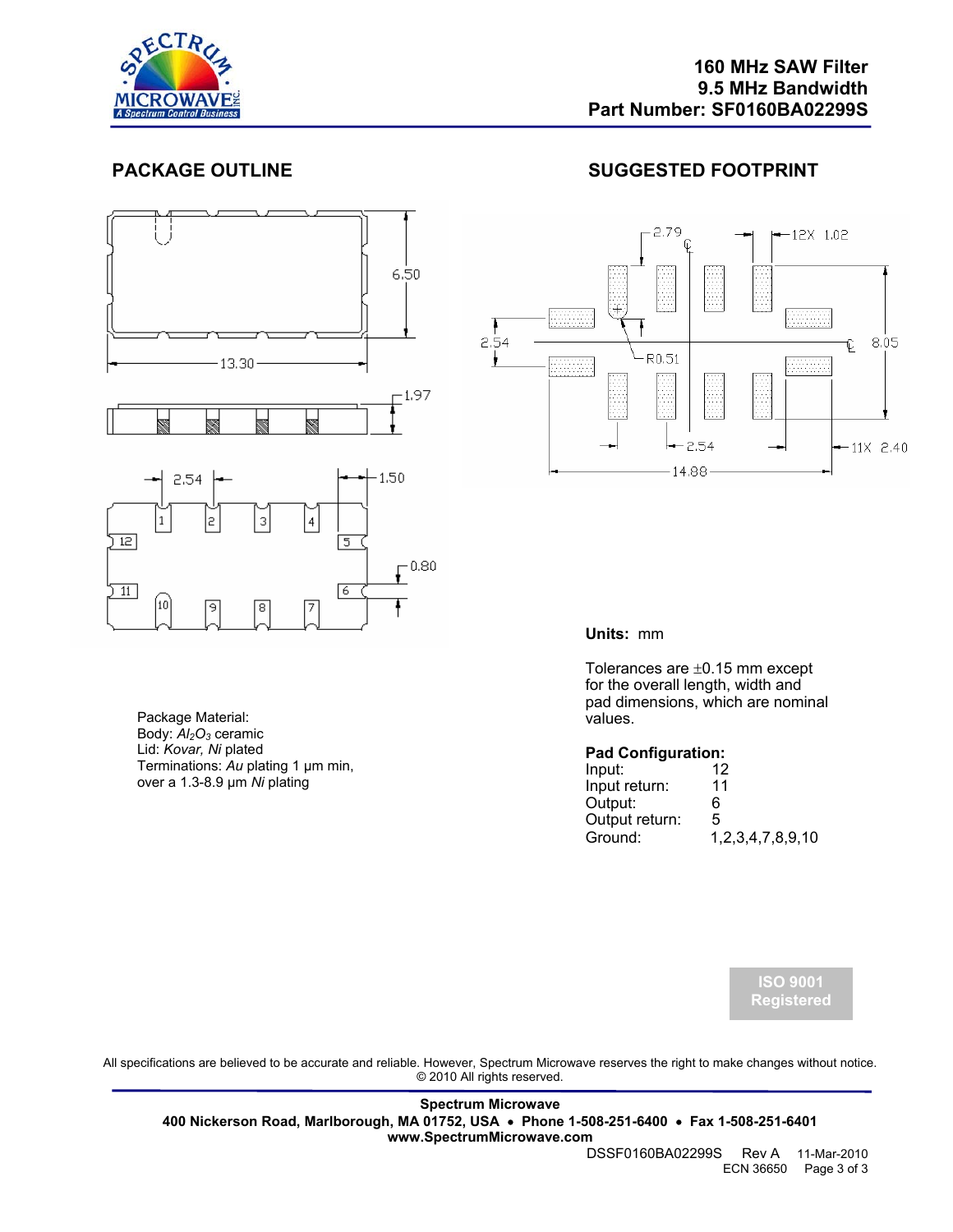160 MHz SAW Filter
9.5 MHz Bandwidth
Part Number: SF0160BA02299S

## PACKAGE OUTLINE

6.50

13.30

1.97

2.54

1.50

0.80

1 2 3 4 12 5 11 6 10 9 8 7

## SUGGESTED FOOTPRINT

2.79

12X 1.02

2.54

R0.51

8.05

2.54

11X 2.40

14.88

Package Material:
Body: $Al_2O_3$ ceramic
Lid: *Kovar, Ni* plated
Terminations: *Au* plating 1 µm min, over a 1.3-8.9 µm *Ni* plating

**Units:** mm

Tolerances are ±0.15 mm except for the overall length, width and pad dimensions, which are nominal values.

**Pad Configuration:**

| | |
|---|---|
| Input: | 12 |
| Input return: | 11 |
| Output: | 6 |
| Output return: | 5 |
| Ground: | 1,2,3,4,7,8,9,10 |

ISO 9001
Registered

All specifications are believed to be accurate and reliable. However, Spectrum Microwave reserves the right to make changes without notice.
© 2010 All rights reserved.

**Spectrum Microwave**
**400 Nickerson Road, Marlborough, MA 01752, USA • Phone 1-508-251-6400 • Fax 1-508-251-6401**
**www.SpectrumMicrowave.com**

DSSF0160BA02299S Rev A 11-Mar-2010
ECN 36650